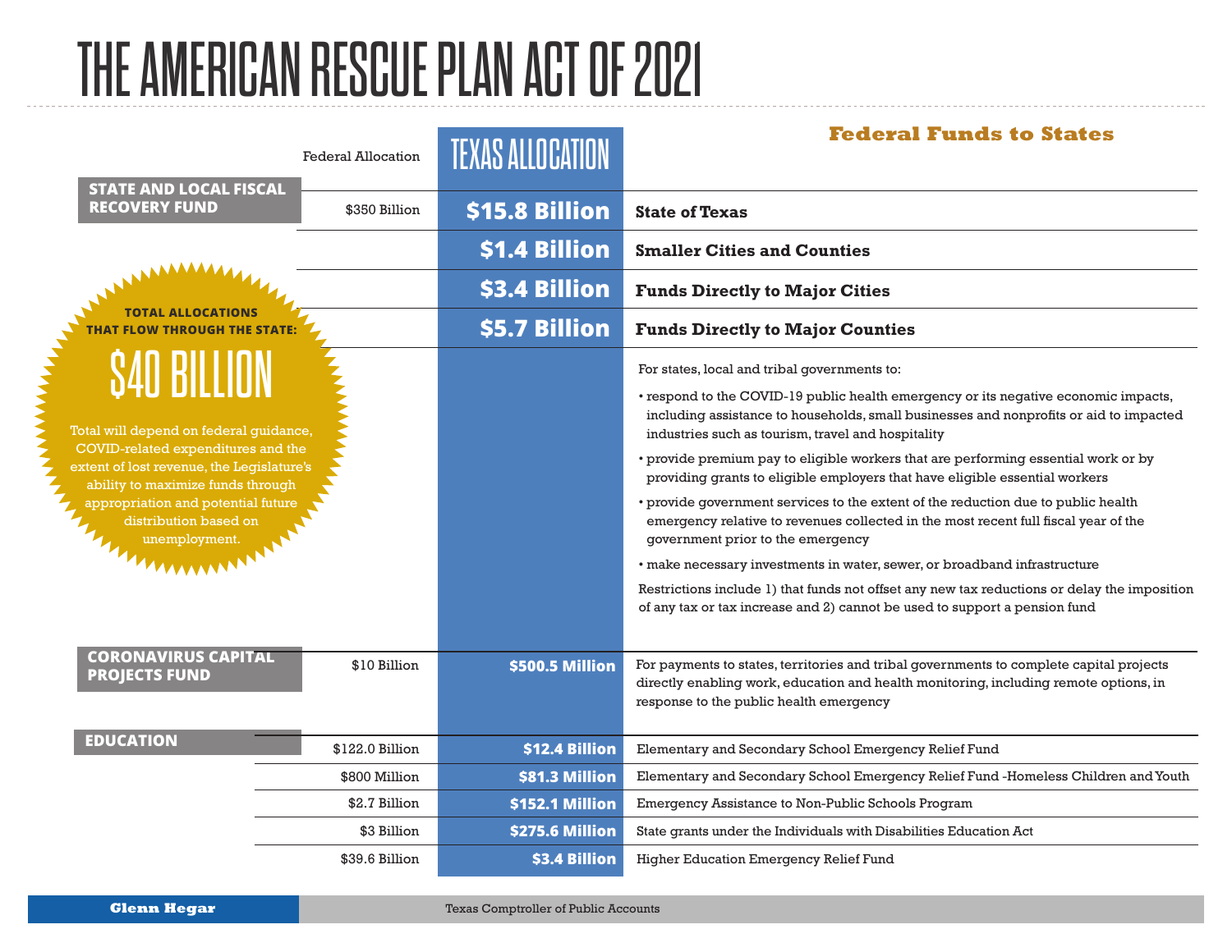# THE AMERICAN RESCUE PLAN ACT OF 2021

## Federal Funds to States

| | Federal Allocation | TEXAS ALLOCATION | |
|---|---|---|---|
| **STATE AND LOCAL FISCAL RECOVERY FUND** | $350 Billion | **$15.8 Billion** | **State of Texas** |
| | | **$1.4 Billion** | **Smaller Cities and Counties** |
| | | **$3.4 Billion** | **Funds Directly to Major Cities** |
| | | **$5.7 Billion** | **Funds Directly to Major Counties** |
| **CORONAVIRUS CAPITAL PROJECTS FUND** | $10 Billion | **$500.5 Million** | For payments to states, territories and tribal governments to complete capital projects directly enabling work, education and health monitoring, including remote options, in response to the public health emergency |
| **EDUCATION** | $122.0 Billion | **$12.4 Billion** | Elementary and Secondary School Emergency Relief Fund |
| | $800 Million | **$81.3 Million** | Elementary and Secondary School Emergency Relief Fund -Homeless Children and Youth |
| | $2.7 Billion | **$152.1 Million** | Emergency Assistance to Non-Public Schools Program |
| | $3 Billion | **$275.6 Million** | State grants under the Individuals with Disabilities Education Act |
| | $39.6 Billion | **$3.4 Billion** | Higher Education Emergency Relief Fund |

State and Local Fiscal Recovery Fund — For states, local and tribal governments to:

- respond to the COVID-19 public health emergency or its negative economic impacts, including assistance to households, small businesses and nonprofits or aid to impacted industries such as tourism, travel and hospitality
- provide premium pay to eligible workers that are performing essential work or by providing grants to eligible employers that have eligible essential workers
- provide government services to the extent of the reduction due to public health emergency relative to revenues collected in the most recent full fiscal year of the government prior to the emergency
- make necessary investments in water, sewer, or broadband infrastructure

Restrictions include 1) that funds not offset any new tax reductions or delay the imposition of any tax or tax increase and 2) cannot be used to support a pension fund

**TOTAL ALLOCATIONS THAT FLOW THROUGH THE STATE:**

**$40 BILLION**

Total will depend on federal guidance, COVID-related expenditures and the extent of lost revenue, the Legislature's ability to maximize funds through appropriation and potential future distribution based on unemployment.

**Glenn Hegar** Texas Comptroller of Public Accounts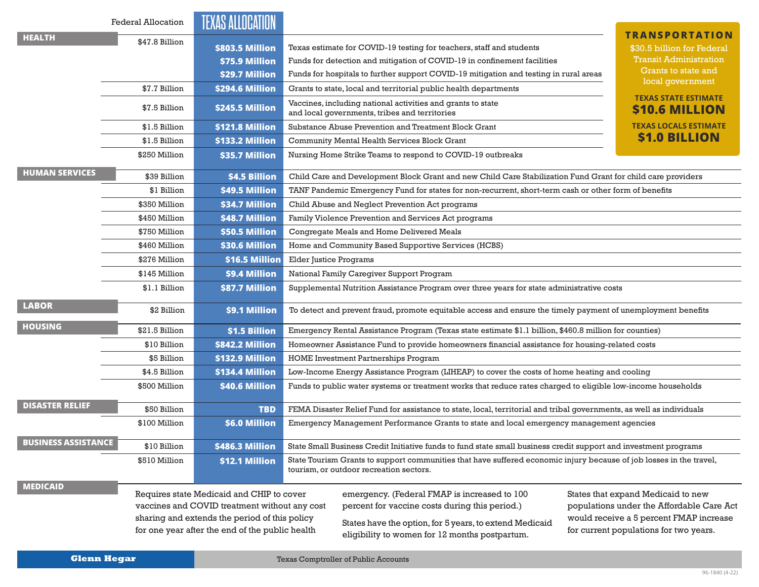| | Federal Allocation | TEXAS ALLOCATION | |
|---|---|---|---|
| **HEALTH** | $47.8 Billion | **$803.5 Million** | Texas estimate for COVID-19 testing for teachers, staff and students |
| | | **$75.9 Million** | Funds for detection and mitigation of COVID-19 in confinement facilities |
| | | **$29.7 Million** | Funds for hospitals to further support COVID-19 mitigation and testing in rural areas |
| | $7.7 Billion | **$294.6 Million** | Grants to state, local and territorial public health departments |
| | $7.5 Billion | **$245.5 Million** | Vaccines, including national activities and grants to state and local governments, tribes and territories |
| | $1.5 Billion | **$121.8 Million** | Substance Abuse Prevention and Treatment Block Grant |
| | $1.5 Billion | **$133.2 Million** | Community Mental Health Services Block Grant |
| | $250 Million | **$35.7 Million** | Nursing Home Strike Teams to respond to COVID-19 outbreaks |
| **HUMAN SERVICES** | $39 Billion | **$4.5 Billion** | Child Care and Development Block Grant and new Child Care Stabilization Fund Grant for child care providers |
| | $1 Billion | **$49.5 Million** | TANF Pandemic Emergency Fund for states for non-recurrent, short-term cash or other form of benefits |
| | $350 Million | **$34.7 Million** | Child Abuse and Neglect Prevention Act programs |
| | $450 Million | **$48.7 Million** | Family Violence Prevention and Services Act programs |
| | $750 Million | **$50.5 Million** | Congregate Meals and Home Delivered Meals |
| | $460 Million | **$30.6 Million** | Home and Community Based Supportive Services (HCBS) |
| | $276 Million | **$16.5 Million** | Elder Justice Programs |
| | $145 Million | **$9.4 Million** | National Family Caregiver Support Program |
| | $1.1 Billion | **$87.7 Million** | Supplemental Nutrition Assistance Program over three years for state administrative costs |
| **LABOR** | $2 Billion | **$9.1 Million** | To detect and prevent fraud, promote equitable access and ensure the timely payment of unemployment benefits |
| **HOUSING** | $21.5 Billion | **$1.5 Billion** | Emergency Rental Assistance Program (Texas state estimate $1.1 billion, $460.8 million for counties) |
| | $10 Billion | **$842.2 Million** | Homeowner Assistance Fund to provide homeowners financial assistance for housing-related costs |
| | $5 Billion | **$132.9 Million** | HOME Investment Partnerships Program |
| | $4.5 Billion | **$134.4 Million** | Low-Income Energy Assistance Program (LIHEAP) to cover the costs of home heating and cooling |
| | $500 Million | **$40.6 Million** | Funds to public water systems or treatment works that reduce rates charged to eligible low-income households |
| **DISASTER RELIEF** | $50 Billion | **TBD** | FEMA Disaster Relief Fund for assistance to state, local, territorial and tribal governments, as well as individuals |
| | $100 Million | **$6.0 Million** | Emergency Management Performance Grants to state and local emergency management agencies |
| **BUSINESS ASSISTANCE** | $10 Billion | **$486.3 Million** | State Small Business Credit Initiative funds to fund state small business credit support and investment programs |
| | $510 Million | **$12.1 Million** | State Tourism Grants to support communities that have suffered economic injury because of job losses in the travel, tourism, or outdoor recreation sectors. |

**TRANSPORTATION**

$30.5 billion for Federal Transit Administration Grants to state and local government

TEXAS STATE ESTIMATE
**$10.6 MILLION**

TEXAS LOCALS ESTIMATE
**$1.0 BILLION**

**MEDICAID**

Requires state Medicaid and CHIP to cover vaccines and COVID treatment without any cost sharing and extends the period of this policy for one year after the end of the public health emergency. (Federal FMAP is increased to 100 percent for vaccine costs during this period.)

States have the option, for 5 years, to extend Medicaid eligibility to women for 12 months postpartum.

States that expand Medicaid to new populations under the Affordable Care Act would receive a 5 percent FMAP increase for current populations for two years.

**Glenn Hegar** Texas Comptroller of Public Accounts

96-1840 (4-22)